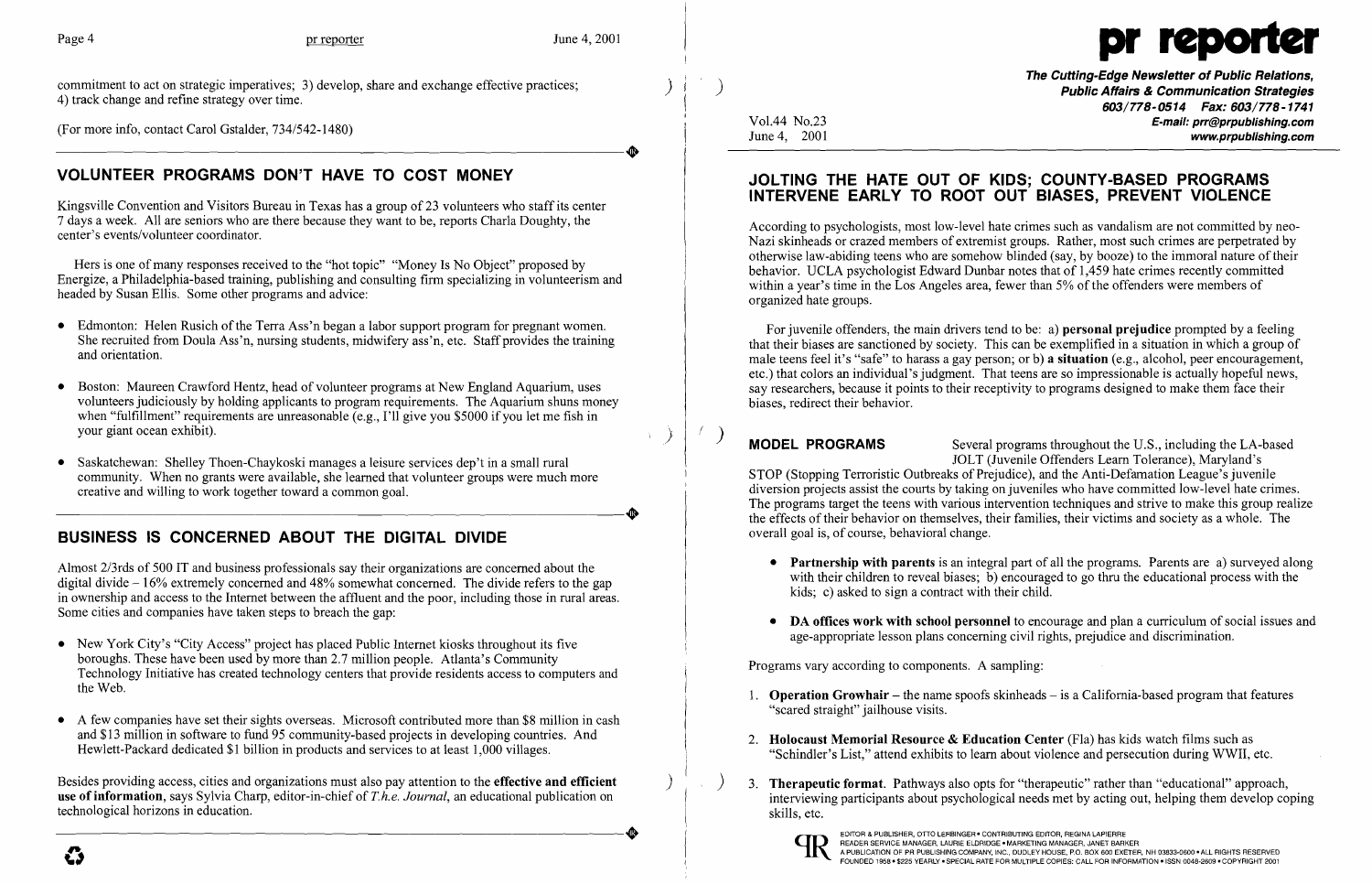commitment to act on strategic imperatives; 3) develop, share and exchange effective practices; 4) track change and refine strategy over time.

(For more info, contact Carol Gstalder, 734/542-1480)

## VOLUNTEER PROGRAMS DON'T HAVE TO COST MONEY

Kingsville Convention and Visitors Bureau in Texas has a group of 23 volunteers who staff its center 7 days a week. All are seniors who are there because they want to be, reports Charla Doughty, the center's events/volunteer coordinator.

Hers is one of many responses received to the "hot topic" "Money Is No Object" proposed by Energize, a Philadelphia-based training, publishing and consulting firm specializing in volunteerism and headed by Susan Ellis. Some other programs and advice:

- Edmonton: Helen Rusich of the Terra Ass'n began a labor support program for pregnant women. She recruited from Doula Ass'n, nursing students, midwifery ass'n, etc. Staff provides the training and orientation.
- Boston: Maureen Crawford Hentz, head of volunteer programs at New England Aquarium, uses volunteers judiciously by holding applicants to program requirements. The Aquarium shuns money when "fulfillment" requirements are unreasonable (e.g., I'll give you $5000 if you let me fish in your giant ocean exhibit).
- Saskatchewan: Shelley Thoen-Chaykoski manages a leisure services dep't in a small rural community. When no grants were available, she learned that volunteer groups were much more creative and willing to work together toward a common goal.

## BUSINESS IS CONCERNED ABOUT THE DIGITAL DIVIDE

Almost 2/3rds of 500 IT and business professionals say their organizations are concerned about the digital divide – 16% extremely concerned and 48% somewhat concerned. The divide refers to the gap in ownership and access to the Internet between the affluent and the poor, including those in rural areas. Some cities and companies have taken steps to breach the gap:

- New York City's "City Access" project has placed Public Internet kiosks throughout its five boroughs. These have been used by more than 2.7 million people. Atlanta's Community Technology Initiative has created technology centers that provide residents access to computers and the Web.
- A few companies have set their sights overseas. Microsoft contributed more than $8 million in cash and $13 million in software to fund 95 community-based projects in developing countries. And Hewlett-Packard dedicated $1 billion in products and services to at least 1,000 villages.

Besides providing access, cities and organizations must also pay attention to the **effective and efficient use of information**, says Sylvia Charp, editor-in-chief of *T.h.e. Journal*, an educational publication on technological horizons in education.

# pr reporter

**The Cutting-Edge Newsletter of Public Relations, Public Affairs & Communication Strategies**
**603/778-0514 Fax: 603/778-1741**
**E-mail: prr@prpublishing.com**
**www.prpublishing.com**

Vol.44 No.23
June 4, 2001

## JOLTING THE HATE OUT OF KIDS; COUNTY-BASED PROGRAMS INTERVENE EARLY TO ROOT OUT BIASES, PREVENT VIOLENCE

According to psychologists, most low-level hate crimes such as vandalism are not committed by neo-Nazi skinheads or crazed members of extremist groups. Rather, most such crimes are perpetrated by otherwise law-abiding teens who are somehow blinded (say, by booze) to the immoral nature of their behavior. UCLA psychologist Edward Dunbar notes that of 1,459 hate crimes recently committed within a year's time in the Los Angeles area, fewer than 5% of the offenders were members of organized hate groups.

For juvenile offenders, the main drivers tend to be: a) **personal prejudice** prompted by a feeling that their biases are sanctioned by society. This can be exemplified in a situation in which a group of male teens feel it's "safe" to harass a gay person; or b) **a situation** (e.g., alcohol, peer encouragement, etc.) that colors an individual's judgment. That teens are so impressionable is actually hopeful news, say researchers, because it points to their receptivity to programs designed to make them face their biases, redirect their behavior.

**MODEL PROGRAMS** Several programs throughout the U.S., including the LA-based JOLT (Juvenile Offenders Learn Tolerance), Maryland's STOP (Stopping Terroristic Outbreaks of Prejudice), and the Anti-Defamation League's juvenile diversion projects assist the courts by taking on juveniles who have committed low-level hate crimes. The programs target the teens with various intervention techniques and strive to make this group realize the effects of their behavior on themselves, their families, their victims and society as a whole. The overall goal is, of course, behavioral change.

- **Partnership with parents** is an integral part of all the programs. Parents are a) surveyed along with their children to reveal biases; b) encouraged to go thru the educational process with the kids; c) asked to sign a contract with their child.
- **DA offices work with school personnel** to encourage and plan a curriculum of social issues and age-appropriate lesson plans concerning civil rights, prejudice and discrimination.

Programs vary according to components. A sampling:

1. **Operation Growhair** – the name spoofs skinheads – is a California-based program that features "scared straight" jailhouse visits.
2. **Holocaust Memorial Resource & Education Center** (Fla) has kids watch films such as "Schindler's List," attend exhibits to learn about violence and persecution during WWII, etc.
3. **Therapeutic format.** Pathways also opts for "therapeutic" rather than "educational" approach, interviewing participants about psychological needs met by acting out, helping them develop coping skills, etc.

EDITOR & PUBLISHER, OTTO LERBINGER • CONTRIBUTING EDITOR, REGINA LAPIERRE
READER SERVICE MANAGER, LAURIE ELDRIDGE • MARKETING MANAGER, JANET BARKER
A PUBLICATION OF PR PUBLISHING COMPANY, INC., DUDLEY HOUSE, P.O. BOX 600 EXETER, NH 03833-0600 • ALL RIGHTS RESERVED
FOUNDED 1958 • $225 YEARLY • SPECIAL RATE FOR MULTIPLE COPIES: CALL FOR INFORMATION • ISSN 0048-2609 • COPYRIGHT 2001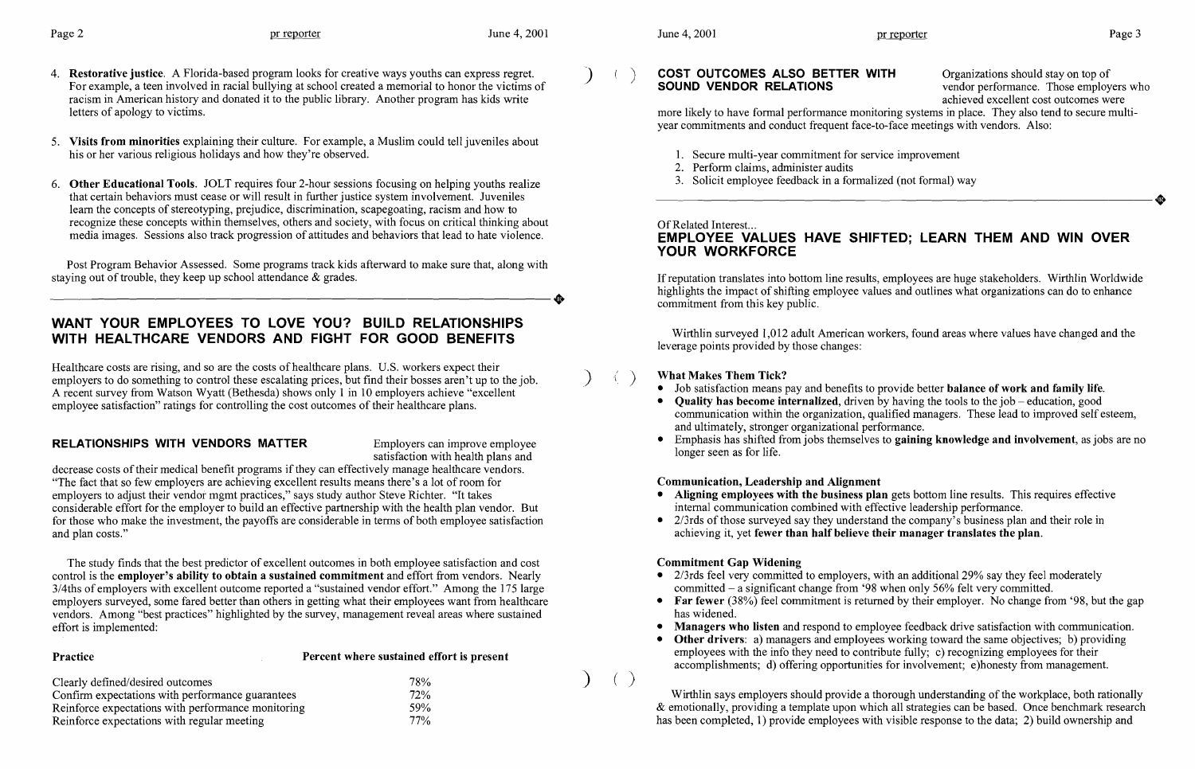4. **Restorative justice**. A Florida-based program looks for creative ways youths can express regret. For example, a teen involved in racial bullying at school created a memorial to honor the victims of racism in American history and donated it to the public library. Another program has kids write letters of apology to victims.

5. **Visits from minorities** explaining their culture. For example, a Muslim could tell juveniles about his or her various religious holidays and how they're observed.

6. **Other Educational Tools**. JOLT requires four 2-hour sessions focusing on helping youths realize that certain behaviors must cease or will result in further justice system involvement. Juveniles learn the concepts of stereotyping, prejudice, discrimination, scapegoating, racism and how to recognize these concepts within themselves, others and society, with focus on critical thinking about media images. Sessions also track progression of attitudes and behaviors that lead to hate violence.

Post Program Behavior Assessed. Some programs track kids afterward to make sure that, along with staying out of trouble, they keep up school attendance & grades.

## WANT YOUR EMPLOYEES TO LOVE YOU? BUILD RELATIONSHIPS WITH HEALTHCARE VENDORS AND FIGHT FOR GOOD BENEFITS

Healthcare costs are rising, and so are the costs of healthcare plans. U.S. workers expect their employers to do something to control these escalating prices, but find their bosses aren't up to the job. A recent survey from Watson Wyatt (Bethesda) shows only 1 in 10 employers achieve "excellent employee satisfaction" ratings for controlling the cost outcomes of their healthcare plans.

**RELATIONSHIPS WITH VENDORS MATTER** Employers can improve employee satisfaction with health plans and decrease costs of their medical benefit programs if they can effectively manage healthcare vendors. "The fact that so few employers are achieving excellent results means there's a lot of room for employers to adjust their vendor mgmt practices," says study author Steve Richter. "It takes considerable effort for the employer to build an effective partnership with the health plan vendor. But for those who make the investment, the payoffs are considerable in terms of both employee satisfaction and plan costs."

The study finds that the best predictor of excellent outcomes in both employee satisfaction and cost control is the **employer's ability to obtain a sustained commitment** and effort from vendors. Nearly 3/4ths of employers with excellent outcome reported a "sustained vendor effort." Among the 175 large employers surveyed, some fared better than others in getting what their employees want from healthcare vendors. Among "best practices" highlighted by the survey, management reveal areas where sustained effort is implemented:

| Practice | Percent where sustained effort is present |
|---|---|
| Clearly defined/desired outcomes | 78% |
| Confirm expectations with performance guarantees | 72% |
| Reinforce expectations with performance monitoring | 59% |
| Reinforce expectations with regular meeting | 77% |

**COST OUTCOMES ALSO BETTER WITH SOUND VENDOR RELATIONS** Organizations should stay on top of vendor performance. Those employers who achieved excellent cost outcomes were more likely to have formal performance monitoring systems in place. They also tend to secure multi-year commitments and conduct frequent face-to-face meetings with vendors. Also:

1. Secure multi-year commitment for service improvement
2. Perform claims, administer audits
3. Solicit employee feedback in a formalized (not formal) way

Of Related Interest...

## EMPLOYEE VALUES HAVE SHIFTED; LEARN THEM AND WIN OVER YOUR WORKFORCE

If reputation translates into bottom line results, employees are huge stakeholders. Wirthlin Worldwide highlights the impact of shifting employee values and outlines what organizations can do to enhance commitment from this key public.

Wirthlin surveyed 1,012 adult American workers, found areas where values have changed and the leverage points provided by those changes:

**What Makes Them Tick?**

- Job satisfaction means pay and benefits to provide better **balance of work and family life**.
- **Quality has become internalized**, driven by having the tools to the job – education, good communication within the organization, qualified managers. These lead to improved self esteem, and ultimately, stronger organizational performance.
- Emphasis has shifted from jobs themselves to **gaining knowledge and involvement**, as jobs are no longer seen as for life.

**Communication, Leadership and Alignment**

- **Aligning employees with the business plan** gets bottom line results. This requires effective internal communication combined with effective leadership performance.
- 2/3rds of those surveyed say they understand the company's business plan and their role in achieving it, yet **fewer than half believe their manager translates the plan**.

**Commitment Gap Widening**

- 2/3rds feel very committed to employers, with an additional 29% say they feel moderately committed – a significant change from '98 when only 56% felt very committed.
- **Far fewer** (38%) feel commitment is returned by their employer. No change from '98, but the gap has widened.
- **Managers who listen** and respond to employee feedback drive satisfaction with communication.
- **Other drivers**: a) managers and employees working toward the same objectives; b) providing employees with the info they need to contribute fully; c) recognizing employees for their accomplishments; d) offering opportunities for involvement; e)honesty from management.

Wirthlin says employers should provide a thorough understanding of the workplace, both rationally & emotionally, providing a template upon which all strategies can be based. Once benchmark research has been completed, 1) provide employees with visible response to the data; 2) build ownership and